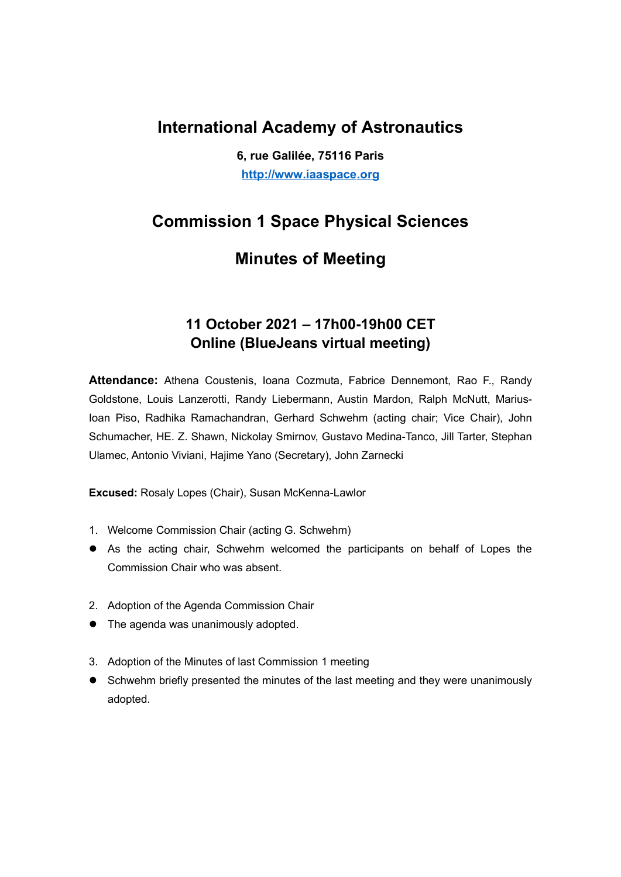# International Academy of Astronautics

**6, rue Galilée, 75116 Paris**

**http://www.iaaspace.org**

## Commission 1 Space Physical Sciences

## Minutes of Meeting

### 11 October 2021 – 17h00-19h00 CET
### Online (BlueJeans virtual meeting)

**Attendance:** Athena Coustenis, Ioana Cozmuta, Fabrice Dennemont, Rao F., Randy Goldstone, Louis Lanzerotti, Randy Liebermann, Austin Mardon, Ralph McNutt, Marius-Ioan Piso, Radhika Ramachandran, Gerhard Schwehm (acting chair; Vice Chair), John Schumacher, HE. Z. Shawn, Nickolay Smirnov, Gustavo Medina-Tanco, Jill Tarter, Stephan Ulamec, Antonio Viviani, Hajime Yano (Secretary), John Zarnecki

**Excused:** Rosaly Lopes (Chair), Susan McKenna-Lawlor

1. Welcome Commission Chair (acting G. Schwehm)
   - As the acting chair, Schwehm welcomed the participants on behalf of Lopes the Commission Chair who was absent.

2. Adoption of the Agenda Commission Chair
   - The agenda was unanimously adopted.

3. Adoption of the Minutes of last Commission 1 meeting
   - Schwehm briefly presented the minutes of the last meeting and they were unanimously adopted.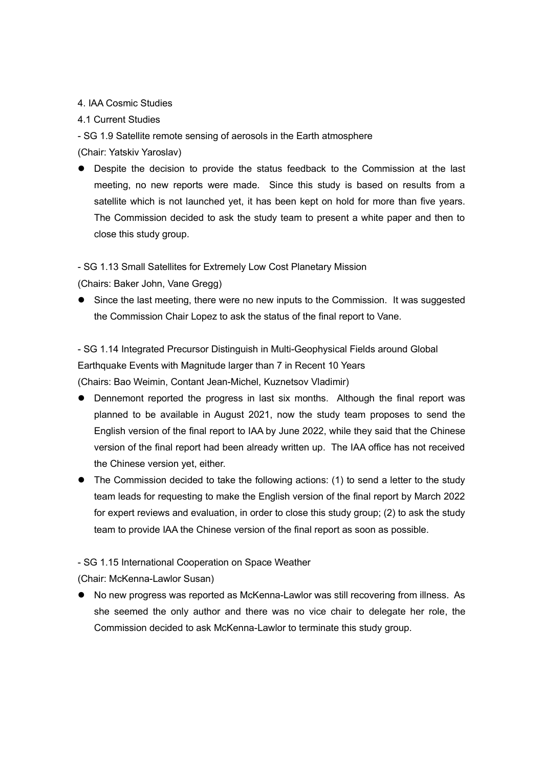## 4. IAA Cosmic Studies

### 4.1 Current Studies

- SG 1.9 Satellite remote sensing of aerosols in the Earth atmosphere

(Chair: Yatskiv Yaroslav)

- Despite the decision to provide the status feedback to the Commission at the last meeting, no new reports were made. Since this study is based on results from a satellite which is not launched yet, it has been kept on hold for more than five years. The Commission decided to ask the study team to present a white paper and then to close this study group.

- SG 1.13 Small Satellites for Extremely Low Cost Planetary Mission

(Chairs: Baker John, Vane Gregg)

- Since the last meeting, there were no new inputs to the Commission. It was suggested the Commission Chair Lopez to ask the status of the final report to Vane.

- SG 1.14 Integrated Precursor Distinguish in Multi-Geophysical Fields around Global Earthquake Events with Magnitude larger than 7 in Recent 10 Years

(Chairs: Bao Weimin, Contant Jean-Michel, Kuznetsov Vladimir)

- Dennemont reported the progress in last six months. Although the final report was planned to be available in August 2021, now the study team proposes to send the English version of the final report to IAA by June 2022, while they said that the Chinese version of the final report had been already written up. The IAA office has not received the Chinese version yet, either.
- The Commission decided to take the following actions: (1) to send a letter to the study team leads for requesting to make the English version of the final report by March 2022 for expert reviews and evaluation, in order to close this study group; (2) to ask the study team to provide IAA the Chinese version of the final report as soon as possible.

- SG 1.15 International Cooperation on Space Weather

(Chair: McKenna-Lawlor Susan)

- No new progress was reported as McKenna-Lawlor was still recovering from illness. As she seemed the only author and there was no vice chair to delegate her role, the Commission decided to ask McKenna-Lawlor to terminate this study group.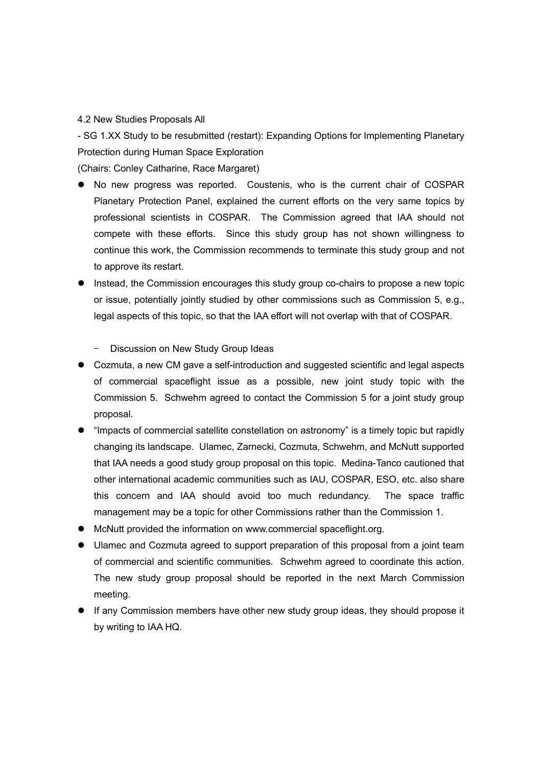4.2 New Studies Proposals All

- SG 1.XX Study to be resubmitted (restart): Expanding Options for Implementing Planetary Protection during Human Space Exploration

(Chairs: Conley Catharine, Race Margaret)

- No new progress was reported. Coustenis, who is the current chair of COSPAR Planetary Protection Panel, explained the current efforts on the very same topics by professional scientists in COSPAR. The Commission agreed that IAA should not compete with these efforts. Since this study group has not shown willingness to continue this work, the Commission recommends to terminate this study group and not to approve its restart.
- Instead, the Commission encourages this study group co-chairs to propose a new topic or issue, potentially jointly studied by other commissions such as Commission 5, e.g., legal aspects of this topic, so that the IAA effort will not overlap with that of COSPAR.

  - Discussion on New Study Group Ideas

- Cozmuta, a new CM gave a self-introduction and suggested scientific and legal aspects of commercial spaceflight issue as a possible, new joint study topic with the Commission 5. Schwehm agreed to contact the Commission 5 for a joint study group proposal.
- "Impacts of commercial satellite constellation on astronomy" is a timely topic but rapidly changing its landscape. Ulamec, Zarnecki, Cozmuta, Schwehm, and McNutt supported that IAA needs a good study group proposal on this topic. Medina-Tanco cautioned that other international academic communities such as IAU, COSPAR, ESO, etc. also share this concern and IAA should avoid too much redundancy. The space traffic management may be a topic for other Commissions rather than the Commission 1.
- McNutt provided the information on www.commercial spaceflight.org.
- Ulamec and Cozmuta agreed to support preparation of this proposal from a joint team of commercial and scientific communities. Schwehm agreed to coordinate this action. The new study group proposal should be reported in the next March Commission meeting.
- If any Commission members have other new study group ideas, they should propose it by writing to IAA HQ.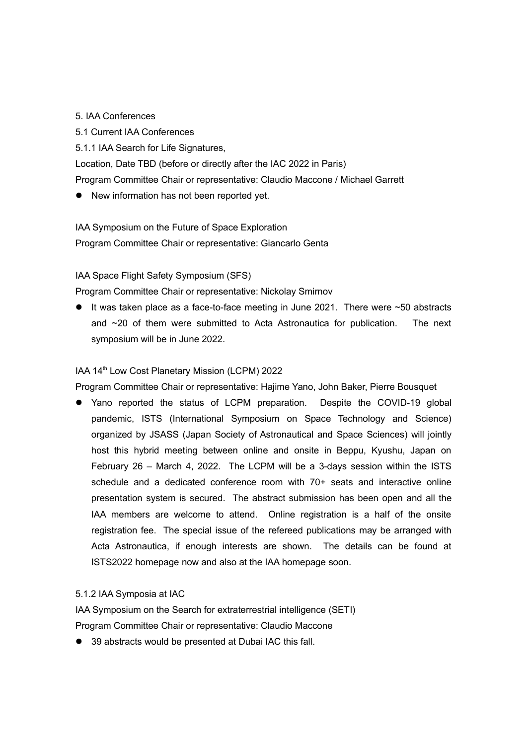5. IAA Conferences

5.1 Current IAA Conferences

5.1.1 IAA Search for Life Signatures,

Location, Date TBD (before or directly after the IAC 2022 in Paris)

Program Committee Chair or representative: Claudio Maccone / Michael Garrett

- New information has not been reported yet.

IAA Symposium on the Future of Space Exploration

Program Committee Chair or representative: Giancarlo Genta

IAA Space Flight Safety Symposium (SFS)

Program Committee Chair or representative: Nickolay Smirnov

- It was taken place as a face-to-face meeting in June 2021. There were ~50 abstracts and ~20 of them were submitted to Acta Astronautica for publication. The next symposium will be in June 2022.

IAA 14th Low Cost Planetary Mission (LCPM) 2022

Program Committee Chair or representative: Hajime Yano, John Baker, Pierre Bousquet

- Yano reported the status of LCPM preparation. Despite the COVID-19 global pandemic, ISTS (International Symposium on Space Technology and Science) organized by JSASS (Japan Society of Astronautical and Space Sciences) will jointly host this hybrid meeting between online and onsite in Beppu, Kyushu, Japan on February 26 – March 4, 2022. The LCPM will be a 3-days session within the ISTS schedule and a dedicated conference room with 70+ seats and interactive online presentation system is secured. The abstract submission has been open and all the IAA members are welcome to attend. Online registration is a half of the onsite registration fee. The special issue of the refereed publications may be arranged with Acta Astronautica, if enough interests are shown. The details can be found at ISTS2022 homepage now and also at the IAA homepage soon.

5.1.2 IAA Symposia at IAC

IAA Symposium on the Search for extraterrestrial intelligence (SETI)

Program Committee Chair or representative: Claudio Maccone

- 39 abstracts would be presented at Dubai IAC this fall.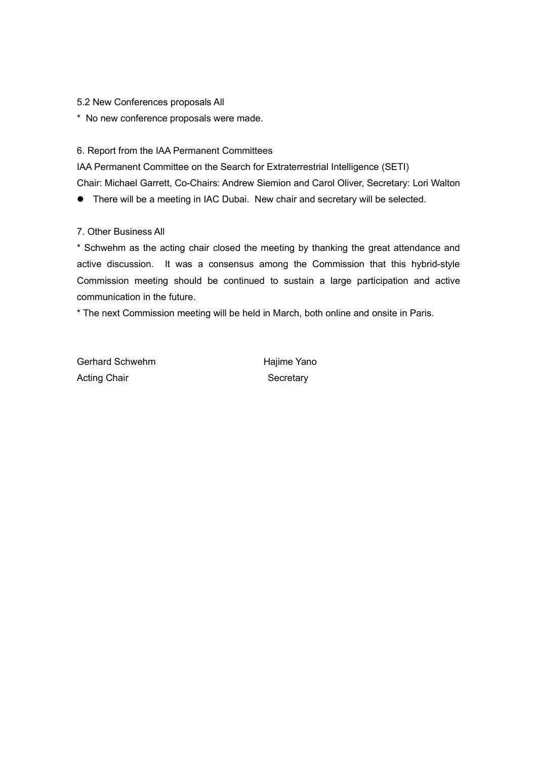5.2 New Conferences proposals All

* No new conference proposals were made.

6. Report from the IAA Permanent Committees

IAA Permanent Committee on the Search for Extraterrestrial Intelligence (SETI)

Chair: Michael Garrett, Co-Chairs: Andrew Siemion and Carol Oliver, Secretary: Lori Walton

- There will be a meeting in IAC Dubai. New chair and secretary will be selected.

7. Other Business All

* Schwehm as the acting chair closed the meeting by thanking the great attendance and active discussion. It was a consensus among the Commission that this hybrid-style Commission meeting should be continued to sustain a large participation and active communication in the future.

* The next Commission meeting will be held in March, both online and onsite in Paris.

| | |
|---|---|
| Gerhard Schwehm | Hajime Yano |
| Acting Chair | Secretary |